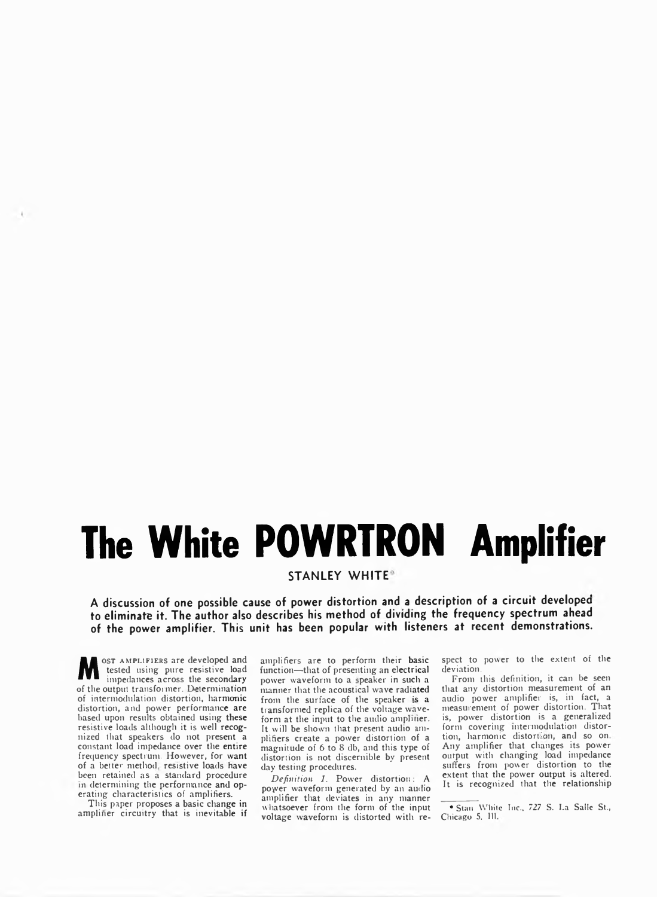# The White POWRTRON Amplifier

STANLEY WHITE*

**A discussion of one possible cause of power distortion and a description of a circuit developed to eliminate it. The author also describes his method of dividing the frequency spectrum ahead of the power amplifier. This unit has been popular with listeners at recent demonstrations.**

MOST AMPLIFIERS are developed and tested using pure resistive load impedances across the secondary of the output transformer. Determination of intermodulation distortion, harmonic distortion, and power performance are based upon results obtained using these resistive loads although it is well recognized that speakers do not present a constant load impedance over the entire frequency spectrum. However, for want of a better method, resistive loads have been retained as a standard procedure in determining the performance and operating characteristics of amplifiers.

This paper proposes a basic change in amplifier circuitry that is inevitable if amplifiers are to perform their basic function—that of presenting an electrical power waveform to a speaker in such a manner that the acoustical wave radiated from the surface of the speaker is a transformed replica of the voltage waveform at the input to the audio amplifier. It will be shown that present audio amplifiers create a power distortion of a magnitude of 6 to 8 db, and this type of distortion is not discernible by present day testing procedures.

*Definition 1.* Power distortion: A power waveform generated by an audio amplifier that deviates in any manner whatsoever from the form of the input voltage waveform is distorted with respect to power to the extent of the deviation.

From this definition, it can be seen that any distortion measurement of an audio power amplifier is, in fact, a measurement of power distortion. That is, power distortion is a generalized form covering intermodulation distortion, harmonic distortion, and so on. Any amplifier that changes its power output with changing load impedance suffers from power distortion to the extent that the power output is altered. It is recognized that the relationship

* Stan White Inc., 727 S. La Salle St., Chicago 5, Ill.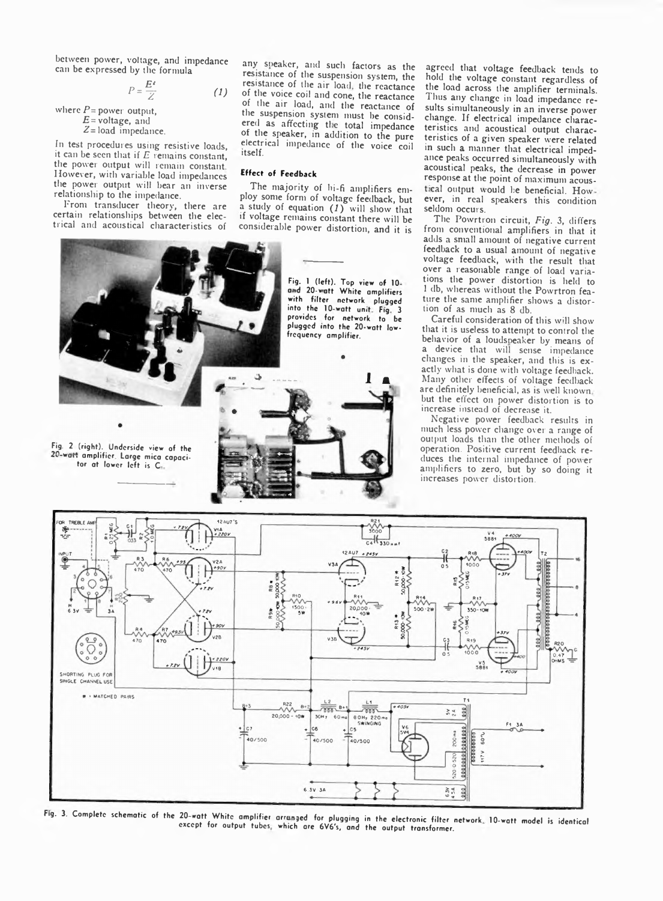between power, voltage, and impedance can be expressed by the formula

$$P = \frac{E^2}{Z} \qquad (1)$$

where $P$ = power output,
$E$ = voltage, and
$Z$ = load impedance.

In test procedures using resistive loads, it can be seen that if $E$ remains constant, the power output will remain constant. However, with variable load impedances the power output will bear an inverse relationship to the impedance.

From transducer theory, there are certain relationships between the electrical and acoustical characteristics of any speaker, and such factors as the resistance of the suspension system, the resistance of the air load, the reactance of the voice coil and cone, the reactance of the air load, and the reactance of the suspension system must be considered as affecting the total impedance of the speaker, in addition to the pure electrical impedance of the voice coil itself.

#### Effect of Feedback

The majority of hi-fi amplifiers employ some form of voltage feedback, but a study of equation (*1*) will show that if voltage remains constant there will be considerable power distortion, and it is agreed that voltage feedback tends to hold the voltage constant regardless of the load across the amplifier terminals. Thus any change in load impedance results simultaneously in an inverse power change. If electrical impedance characteristics and acoustical output characteristics of a given speaker were related in such a manner that electrical impedance peaks occurred simultaneously with acoustical peaks, the decrease in power response at the point of maximum acoustical output would be beneficial. However, in real speakers this condition seldom occurs.

The Powrtron circuit, *Fig. 3*, differs from conventional amplifiers in that it adds a small amount of negative current feedback to a usual amount of negative voltage feedback, with the result that over a reasonable range of load variations the power distortion is held to 1 db, whereas without the Powrtron feature the same amplifier shows a distortion of as much as 8 db.

Careful consideration of this will show that it is useless to attempt to control the behavior of a loudspeaker by means of a device that will sense impedance changes in the speaker, and this is exactly what is done with voltage feedback. Many other effects of voltage feedback are definitely beneficial, as is well known, but the effect on power distortion is to increase instead of decrease it.

Negative power feedback results in much less power change over a range of output loads than the other methods of operation. Positive current feedback reduces the internal impedance of power amplifiers to zero, but by so doing it increases power distortion.

Fig. 1 (left). Top view of 10- and 20-watt White amplifiers with filter network plugged into the 10-watt unit. Fig. 3 provides for network to be plugged into the 20-watt low-frequency amplifier.

Fig. 2 (right). Underside view of the 20-watt amplifier. Large mica capacitor at lower left is $C_4$.

Fig. 3. Complete schematic of the 20-watt White amplifier arranged for plugging in the electronic filter network. 10-watt model is identical except for output tubes, which are 6V6's, and the output transformer.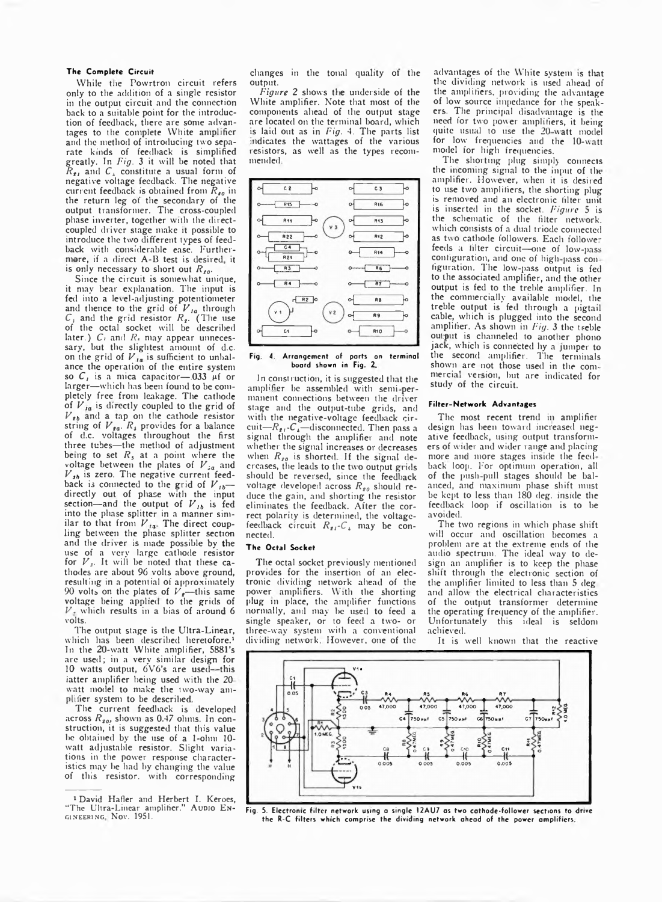### The Complete Circuit

While the Powrtron circuit refers only to the addition of a single resistor in the output circuit and the connection back to a suitable point for the introduction of feedback, there are some advantages to the complete White amplifier and the method of introducing two separate kinds of feedback is simplified greatly. In *Fig.* 3 it will be noted that $R_{21}$ and $C_4$ constitute a usual form of negative voltage feedback. The negative current feedback is obtained from $R_{20}$ in the return leg of the secondary of the output transformer. The cross-coupled phase inverter, together with the direct-coupled driver stage make it possible to introduce the two different types of feedback with considerable ease. Furthermore, if a direct A-B test is desired, it is only necessary to short out $R_{20}$.

Since the circuit is somewhat unique, it may bear explanation. The input is fed into a level-adjusting potentiometer and thence to the grid of $V_{1a}$ through $C_1$ and the grid resistor $R_2$. (The use of the octal socket will be described later.) $C_1$ and $R_1$ may appear unnecessary, but the slightest amount of d.c. on the grid of $V_{1a}$ is sufficient to unbalance the operation of the entire system so $C_1$ is a mica capacitor—.033 µf or larger—which has been found to be completely free from leakage. The cathode of $V_{1a}$ is directly coupled to the grid of $V_{2b}$ and a tap on the cathode resistor string of $V_{2a}$. $R_5$ provides for a balance of d.c. voltages throughout the first three tubes—the method of adjustment being to set $R_5$ at a point where the voltage between the plates of $V_{3a}$ and $V_{3b}$ is zero. The negative current feedback is connected to the grid of $V_{1b}$—directly out of phase with the input section—and the output of $V_{1b}$ is fed into the phase splitter in a manner similar to that from $V_{1a}$. The direct coupling between the phase splitter section and the driver is made possible by the use of a very large cathode resistor for $V_3$. It will be noted that these cathodes are about 96 volts above ground, resulting in a potential of approximately 90 volts on the plates of $V_2$—this same voltage being applied to the grids of $V_3$ which results in a bias of around 6 volts.

The output stage is the Ultra-Linear, which has been described heretofore.[1] In the 20-watt White amplifier, 5881's are used; in a very similar design for 10 watts output, 6V6's are used—this latter amplifier being used with the 20-watt model to make the two-way amplifier system to be described.

The current feedback is developed across $R_{20}$, shown as 0.47 ohms. In construction, it is suggested that this value be obtained by the use of a 1-ohm 10-watt adjustable resistor. Slight variations in the power response characteristics may be had by changing the value of this resistor, with corresponding changes in the tonal quality of the output.

*Figure* 2 shows the underside of the White amplifier. Note that most of the components ahead of the output stage are located on the terminal board, which is laid out as in *Fig.* 4. The parts list indicates the wattages of the various resistors, as well as the types recommended.

Fig. 4. Arrangement of parts on terminal board shown in Fig. 2.

In construction, it is suggested that the amplifier be assembled with semi-permanent connections between the driver stage and the output-tube grids, and with the negative-voltage feedback circuit—$R_{21}$-$C_4$—disconnected. Then pass a signal through the amplifier and note whether the signal increases or decreases when $R_{20}$ is shorted. If the signal decreases, the leads to the two output grids should be reversed, since the feedback voltage developed across $R_{20}$ should reduce the gain, and shorting the resistor eliminates the feedback. After the correct polarity is determined, the voltage-feedback circuit $R_{21}$-$C_4$ may be connected.

### The Octal Socket

The octal socket previously mentioned provides for the insertion of an electronic dividing network ahead of the power amplifiers. With the shorting plug in place, the amplifier functions normally, and may be used to feed a single speaker, or to feed a two- or three-way system with a conventional dividing network. However, one of the advantages of the White system is that the dividing network is used ahead of the amplifiers, providing the advantage of low source impedance for the speakers. The principal disadvantage is the need for two power amplifiers, it being quite usual to use the 20-watt model for low frequencies and the 10-watt model for high frequencies.

The shorting plug simply connects the incoming signal to the input of the amplifier. However, when it is desired to use two amplifiers, the shorting plug is removed and an electronic filter unit is inserted in the socket. *Figure* 5 is the schematic of the filter network, which consists of a dual triode connected as two cathode followers. Each follower feeds a filter circuit—one of low-pass configuration, and one of high-pass configuration. The low-pass output is fed to the associated amplifier, and the other output is fed to the treble amplifier. In the commercially available model, the treble output is fed through a pigtail cable, which is plugged into the second amplifier. As shown in *Fig.* 3 the treble output is channeled to another phono jack, which is connected by a jumper to the second amplifier. The terminals shown are not those used in the commercial version, but are indicated for study of the circuit.

### Filter-Network Advantages

The most recent trend in amplifier design has been toward increased negative feedback, using output transformers of wider and wider range and placing more and more stages inside the feedback loop. For optimum operation, all of the push-pull stages should be balanced, and maximum phase shift must be kept to less than 180 deg. inside the feedback loop if oscillation is to be avoided.

The two regions in which phase shift will occur and oscillation becomes a problem are at the extreme ends of the audio spectrum. The ideal way to design an amplifier is to keep the phase shift through the electronic section of the amplifier limited to less than 5 deg. and allow the electrical characteristics of the output transformer determine the operating frequency of the amplifier. Unfortunately this ideal is seldom achieved.

It is well known that the reactive

Fig. 5. Electronic filter network using a single 12AU7 as two cathode-follower sections to drive the R-C filters which comprise the dividing network ahead of the power amplifiers.

[1] David Hafler and Herbert I. Keroes, "The Ultra-Linear amplifier." AUDIO ENGINEERING, Nov. 1951.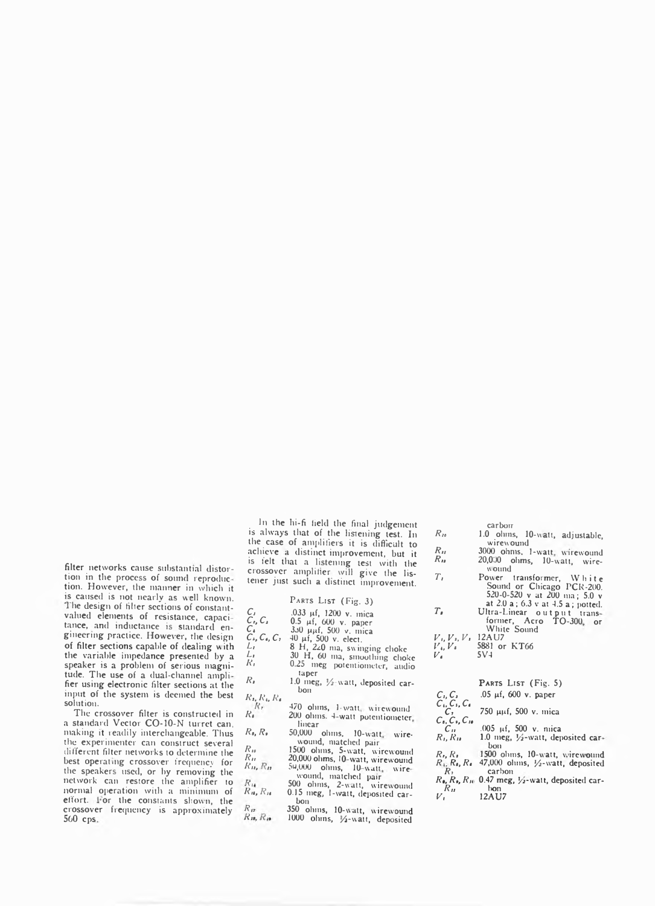filter networks cause substantial distortion in the process of sound reproduction. However, the manner in which it is caused is not nearly as well known. The design of filter sections of constant-valued elements of resistance, capacitance, and inductance is standard engineering practice. However, the design of filter sections capable of dealing with the variable impedance presented by a speaker is a problem of serious magnitude. The use of a dual-channel amplifier using electronic filter sections at the input of the system is deemed the best solution.

The crossover filter is constructed in a standard Vector CO-10-N turret can, making it readily interchangeable. Thus the experimenter can construct several different filter networks to determine the best operating crossover frequency for the speakers used, or by removing the network can restore the amplifier to normal operation with a minimum of effort. For the constants shown, the crossover frequency is approximately 500 cps.

In the hi-fi field the final judgement is always that of the listening test. In the case of amplifiers it is difficult to achieve a distinct improvement, but it is felt that a listening test with the crossover amplifier will give the listener just such a distinct improvement.

PARTS LIST (Fig. 3)

| | |
|---|---|
| $C_1$ | .033 μf, 1200 v. mica |
| $C_2$, $C_3$ | 0.5 μf, 600 v. paper |
| $C_4$ | 330 μμf, 500 v. mica |
| $C_5$, $C_6$, $C_7$ | 40 μf, 500 v. elect. |
| $L_1$ | 8 H, 220 ma, swinging choke |
| $L_2$ | 30 H, 60 ma, smoothing choke |
| $R_1$ | 0.25 meg potentiometer, audio taper |
| $R_2$ | 1.0 meg, ½-watt, deposited carbon |
| $R_3$, $R_4$, $R_6$, $R_7$ | 470 ohms, 1-watt, wirewound |
| $R_5$ | 200 ohms, 4-watt potentiometer, linear |
| $R_8$, $R_9$ | 50,000 ohms, 10-watt, wirewound, matched pair |
| $R_{10}$ | 1500 ohms, 5-watt, wirewound |
| $R_{11}$ | 20,000 ohms, 10-watt, wirewound |
| $R_{12}$, $R_{13}$ | 54,000 ohms, 10-watt, wirewound, matched pair |
| $R_{14}$ | 500 ohms, 2-watt, wirewound |
| $R_{15}$, $R_{16}$ | 0.15 meg, 1-watt, deposited carbon |
| $R_{17}$ | 350 ohms, 10-watt, wirewound |
| $R_{18}$, $R_{19}$ | 1000 ohms, ½-watt, deposited carbon |
| $R_{20}$ | 1.0 ohms, 10-watt, adjustable, wirewound |
| $R_{21}$ | 3000 ohms, 1-watt, wirewound |
| $R_{22}$ | 20,000 ohms, 10-watt, wirewound |
| $T_1$ | Power transformer, White Sound or Chicago PCR-200. 520-0-520 v at 200 ma; 5.0 v at 2.0 a; 6.3 v at 4.5 a; potted. |
| $T_2$ | Ultra-Linear output transformer, Acro TO-300, or White Sound |
| $V_1$, $V_2$, $V_3$ | 12AU7 |
| $V_4$, $V_5$ | 5881 or KT66 |
| $V_6$ | 5V4 |

PARTS LIST (Fig. 5)

| | |
|---|---|
| $C_1$, $C_2$ | .05 μf, 600 v. paper |
| $C_3$, $C_4$, $C_5$, $C_6$, $C_7$ | 750 μμf, 500 v. mica |
| $C_8$, $C_9$, $C_{10}$, $C_{11}$ | .005 μf, 500 v. mica |
| $R_1$, $R_{12}$ | 1.0 meg, ½-watt, deposited carbon |
| $R_2$, $R_3$ | 1500 ohms, 10-watt, wirewound |
| $R_4$, $R_5$, $R_6$, $R_7$ | 47,000 ohms, ½-watt, deposited carbon |
| $R_8$, $R_9$, $R_{10}$, $R_{11}$ | 0.47 meg, ½-watt, deposited carbon |
| $V_1$ | 12AU7 |